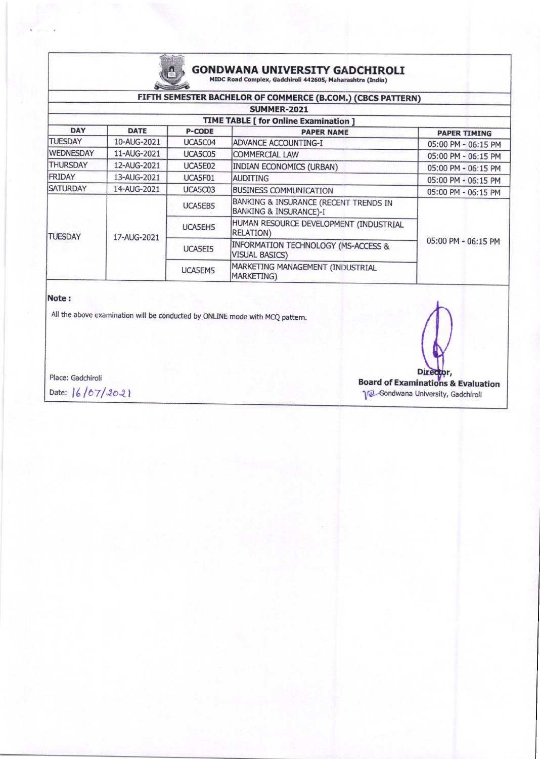# GONDWANA UNIVERSITY GADCHIROLI

MIDC Road Complex, Gadchiroli 442605, Maharashtra (India)

## FIFTH SEMESTER BACHELOR OF COMMERCE (B.COM.) (CBCS PATTERN)

### SUMMER-2021

### TIME TABLE [ for Online Examination ]

| DAY | DATE | P-CODE | PAPER NAME | PAPER TIMING |
|---|---|---|---|---|
| TUESDAY | 10-AUG-2021 | UCA5C04 | ADVANCE ACCOUNTING-I | 05:00 PM - 06:15 PM |
| WEDNESDAY | 11-AUG-2021 | UCA5C05 | COMMERCIAL LAW | 05:00 PM - 06:15 PM |
| THURSDAY | 12-AUG-2021 | UCA5E02 | INDIAN ECONOMICS (URBAN) | 05:00 PM - 06:15 PM |
| FRIDAY | 13-AUG-2021 | UCA5F01 | AUDITING | 05:00 PM - 06:15 PM |
| SATURDAY | 14-AUG-2021 | UCA5C03 | BUSINESS COMMUNICATION | 05:00 PM - 06:15 PM |
| TUESDAY | 17-AUG-2021 | UCA5EB5 | BANKING & INSURANCE (RECENT TRENDS IN BANKING & INSURANCE)-I | 05:00 PM - 06:15 PM |
| | | UCA5EH5 | HUMAN RESOURCE DEVELOPMENT (INDUSTRIAL RELATION) | |
| | | UCA5EI5 | INFORMATION TECHNOLOGY (MS-ACCESS & VISUAL BASICS) | |
| | | UCA5EM5 | MARKETING MANAGEMENT (INDUSTRIAL MARKETING) | |

**Note :**

All the above examination will be conducted by ONLINE mode with MCQ pattern.

Place: Gadchiroli

Date: 16/07/2021

Director,
**Board of Examinations & Evaluation**
Gondwana University, Gadchiroli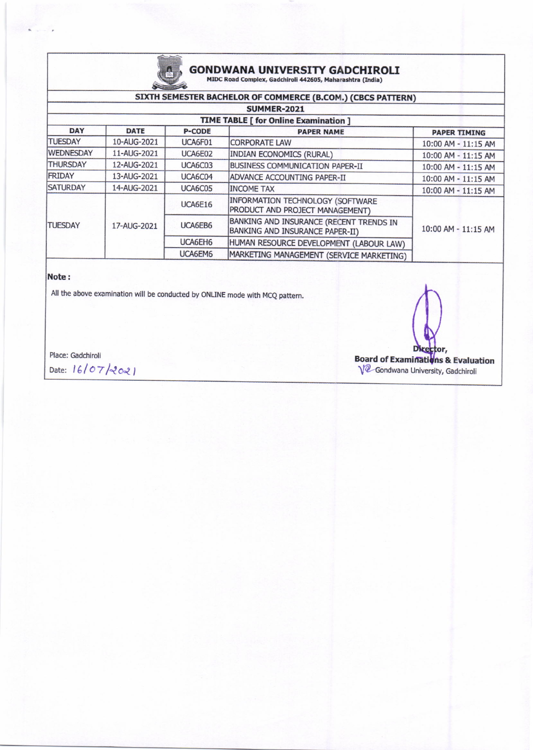# GONDWANA UNIVERSITY GADCHIROLI

MIDC Road Complex, Gadchiroli 442605, Maharashtra (India)

## SIXTH SEMESTER BACHELOR OF COMMERCE (B.COM.) (CBCS PATTERN)

### SUMMER-2021

### TIME TABLE [ for Online Examination ]

| DAY | DATE | P-CODE | PAPER NAME | PAPER TIMING |
|---|---|---|---|---|
| TUESDAY | 10-AUG-2021 | UCA6F01 | CORPORATE LAW | 10:00 AM - 11:15 AM |
| WEDNESDAY | 11-AUG-2021 | UCA6E02 | INDIAN ECONOMICS (RURAL) | 10:00 AM - 11:15 AM |
| THURSDAY | 12-AUG-2021 | UCA6C03 | BUSINESS COMMUNICATION PAPER-II | 10:00 AM - 11:15 AM |
| FRIDAY | 13-AUG-2021 | UCA6C04 | ADVANCE ACCOUNTING PAPER-II | 10:00 AM - 11:15 AM |
| SATURDAY | 14-AUG-2021 | UCA6C05 | INCOME TAX | 10:00 AM - 11:15 AM |
| TUESDAY | 17-AUG-2021 | UCA6E16 | INFORMATION TECHNOLOGY (SOFTWARE PRODUCT AND PROJECT MANAGEMENT) | 10:00 AM - 11:15 AM |
| | | UCA6EB6 | BANKING AND INSURANCE (RECENT TRENDS IN BANKING AND INSURANCE PAPER-II) | |
| | | UCA6EH6 | HUMAN RESOURCE DEVELOPMENT (LABOUR LAW) | |
| | | UCA6EM6 | MARKETING MANAGEMENT (SERVICE MARKETING) | |

**Note :**

All the above examination will be conducted by ONLINE mode with MCQ pattern.

Place: Gadchiroli

Date: 16/07/2021

Director,
**Board of Examinations & Evaluation**
Gondwana University, Gadchiroli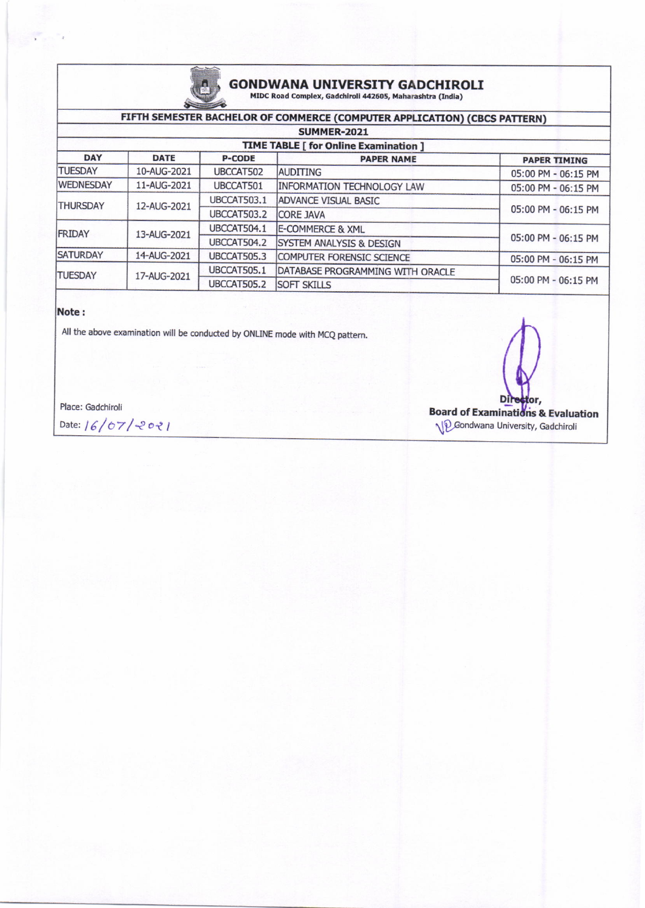# GONDWANA UNIVERSITY GADCHIROLI

MIDC Road Complex, Gadchiroli 442605, Maharashtra (India)

## FIFTH SEMESTER BACHELOR OF COMMERCE (COMPUTER APPLICATION) (CBCS PATTERN)

### SUMMER-2021

### TIME TABLE [ for Online Examination ]

| DAY | DATE | P-CODE | PAPER NAME | PAPER TIMING |
|---|---|---|---|---|
| TUESDAY | 10-AUG-2021 | UBCCAT502 | AUDITING | 05:00 PM - 06:15 PM |
| WEDNESDAY | 11-AUG-2021 | UBCCAT501 | INFORMATION TECHNOLOGY LAW | 05:00 PM - 06:15 PM |
| THURSDAY | 12-AUG-2021 | UBCCAT503.1 | ADVANCE VISUAL BASIC | 05:00 PM - 06:15 PM |
| | | UBCCAT503.2 | CORE JAVA | |
| FRIDAY | 13-AUG-2021 | UBCCAT504.1 | E-COMMERCE & XML | 05:00 PM - 06:15 PM |
| | | UBCCAT504.2 | SYSTEM ANALYSIS & DESIGN | |
| SATURDAY | 14-AUG-2021 | UBCCAT505.3 | COMPUTER FORENSIC SCIENCE | 05:00 PM - 06:15 PM |
| TUESDAY | 17-AUG-2021 | UBCCAT505.1 | DATABASE PROGRAMMING WITH ORACLE | 05:00 PM - 06:15 PM |
| | | UBCCAT505.2 | SOFT SKILLS | |

**Note :**

All the above examination will be conducted by ONLINE mode with MCQ pattern.

Place: Gadchiroli

Date: 16/07/2021

**Director,**
**Board of Examinations & Evaluation**
Gondwana University, Gadchiroli